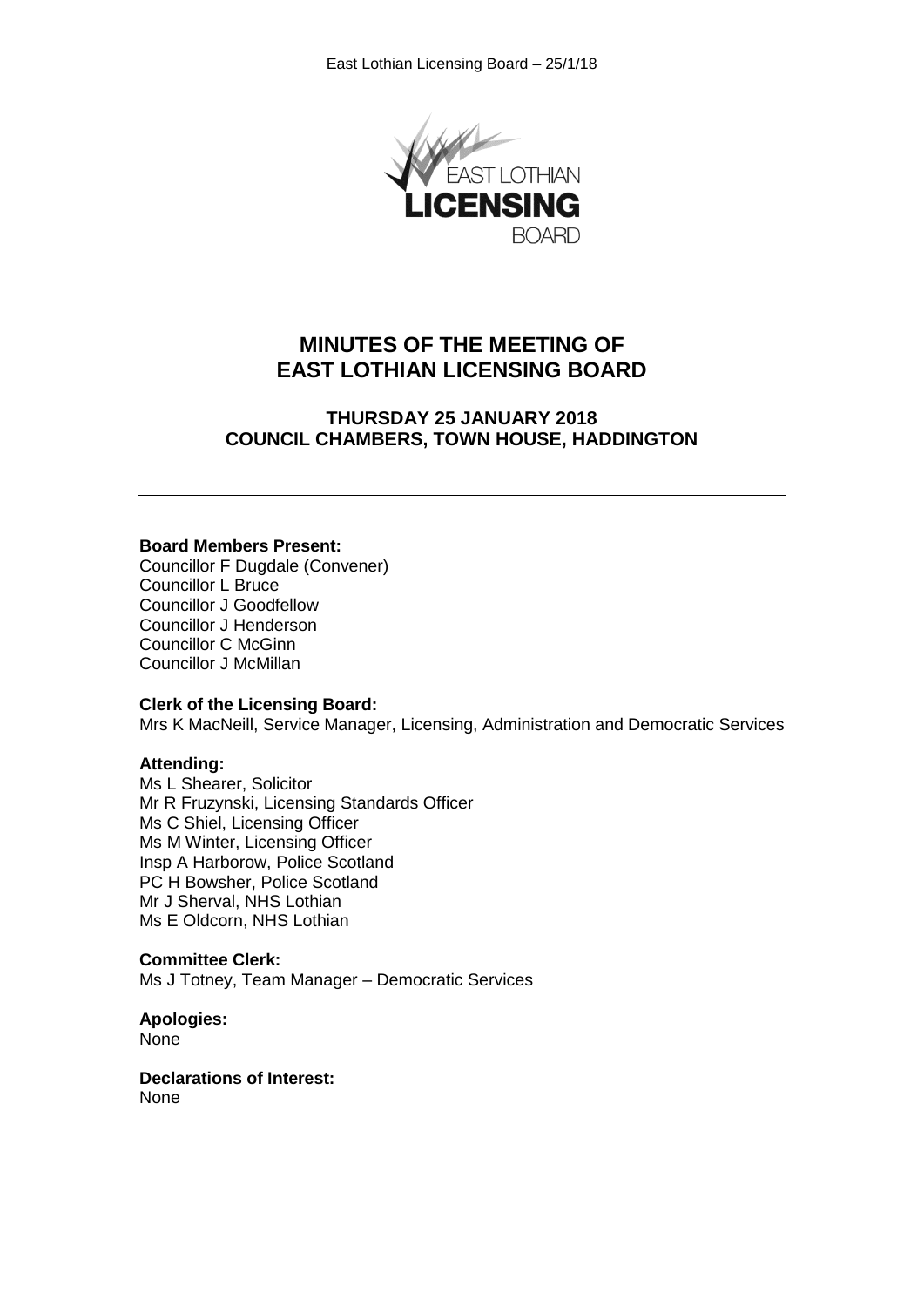# MINUTES OF THE MEETING OF EAST LOTHIAN LICENSING BOARD

## THURSDAY 25 JANUARY 2018
## COUNCIL CHAMBERS, TOWN HOUSE, HADDINGTON

---

**Board Members Present:**
Councillor F Dugdale (Convener)
Councillor L Bruce
Councillor J Goodfellow
Councillor J Henderson
Councillor C McGinn
Councillor J McMillan

**Clerk of the Licensing Board:**
Mrs K MacNeill, Service Manager, Licensing, Administration and Democratic Services

**Attending:**
Ms L Shearer, Solicitor
Mr R Fruzynski, Licensing Standards Officer
Ms C Shiel, Licensing Officer
Ms M Winter, Licensing Officer
Insp A Harborow, Police Scotland
PC H Bowsher, Police Scotland
Mr J Sherval, NHS Lothian
Ms E Oldcorn, NHS Lothian

**Committee Clerk:**
Ms J Totney, Team Manager – Democratic Services

**Apologies:**
None

**Declarations of Interest:**
None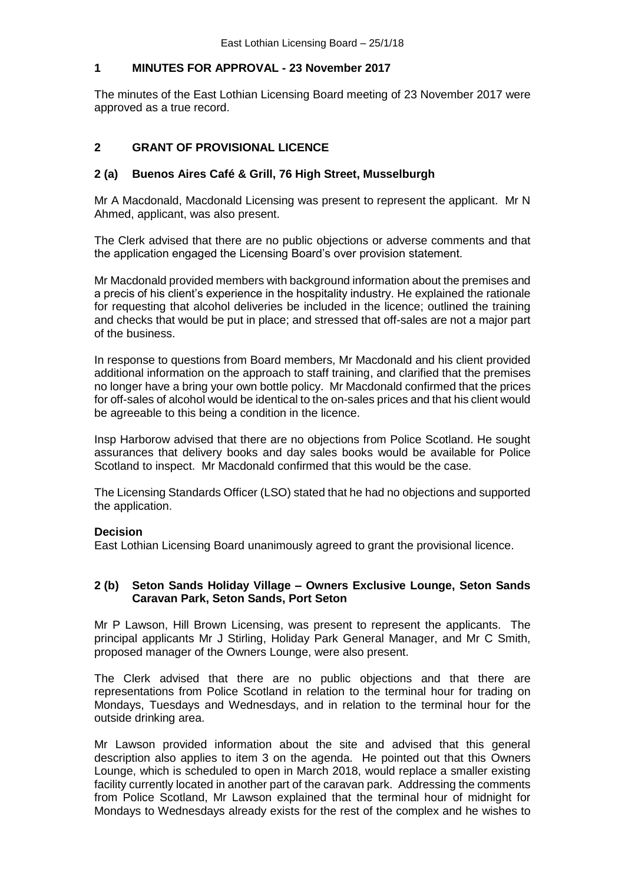## 1 MINUTES FOR APPROVAL - 23 November 2017

The minutes of the East Lothian Licensing Board meeting of 23 November 2017 were approved as a true record.

## 2 GRANT OF PROVISIONAL LICENCE

### 2 (a) Buenos Aires Café & Grill, 76 High Street, Musselburgh

Mr A Macdonald, Macdonald Licensing was present to represent the applicant. Mr N Ahmed, applicant, was also present.

The Clerk advised that there are no public objections or adverse comments and that the application engaged the Licensing Board's over provision statement.

Mr Macdonald provided members with background information about the premises and a precis of his client's experience in the hospitality industry. He explained the rationale for requesting that alcohol deliveries be included in the licence; outlined the training and checks that would be put in place; and stressed that off-sales are not a major part of the business.

In response to questions from Board members, Mr Macdonald and his client provided additional information on the approach to staff training, and clarified that the premises no longer have a bring your own bottle policy. Mr Macdonald confirmed that the prices for off-sales of alcohol would be identical to the on-sales prices and that his client would be agreeable to this being a condition in the licence.

Insp Harborow advised that there are no objections from Police Scotland. He sought assurances that delivery books and day sales books would be available for Police Scotland to inspect. Mr Macdonald confirmed that this would be the case.

The Licensing Standards Officer (LSO) stated that he had no objections and supported the application.

**Decision**
East Lothian Licensing Board unanimously agreed to grant the provisional licence.

### 2 (b) Seton Sands Holiday Village – Owners Exclusive Lounge, Seton Sands Caravan Park, Seton Sands, Port Seton

Mr P Lawson, Hill Brown Licensing, was present to represent the applicants. The principal applicants Mr J Stirling, Holiday Park General Manager, and Mr C Smith, proposed manager of the Owners Lounge, were also present.

The Clerk advised that there are no public objections and that there are representations from Police Scotland in relation to the terminal hour for trading on Mondays, Tuesdays and Wednesdays, and in relation to the terminal hour for the outside drinking area.

Mr Lawson provided information about the site and advised that this general description also applies to item 3 on the agenda. He pointed out that this Owners Lounge, which is scheduled to open in March 2018, would replace a smaller existing facility currently located in another part of the caravan park. Addressing the comments from Police Scotland, Mr Lawson explained that the terminal hour of midnight for Mondays to Wednesdays already exists for the rest of the complex and he wishes to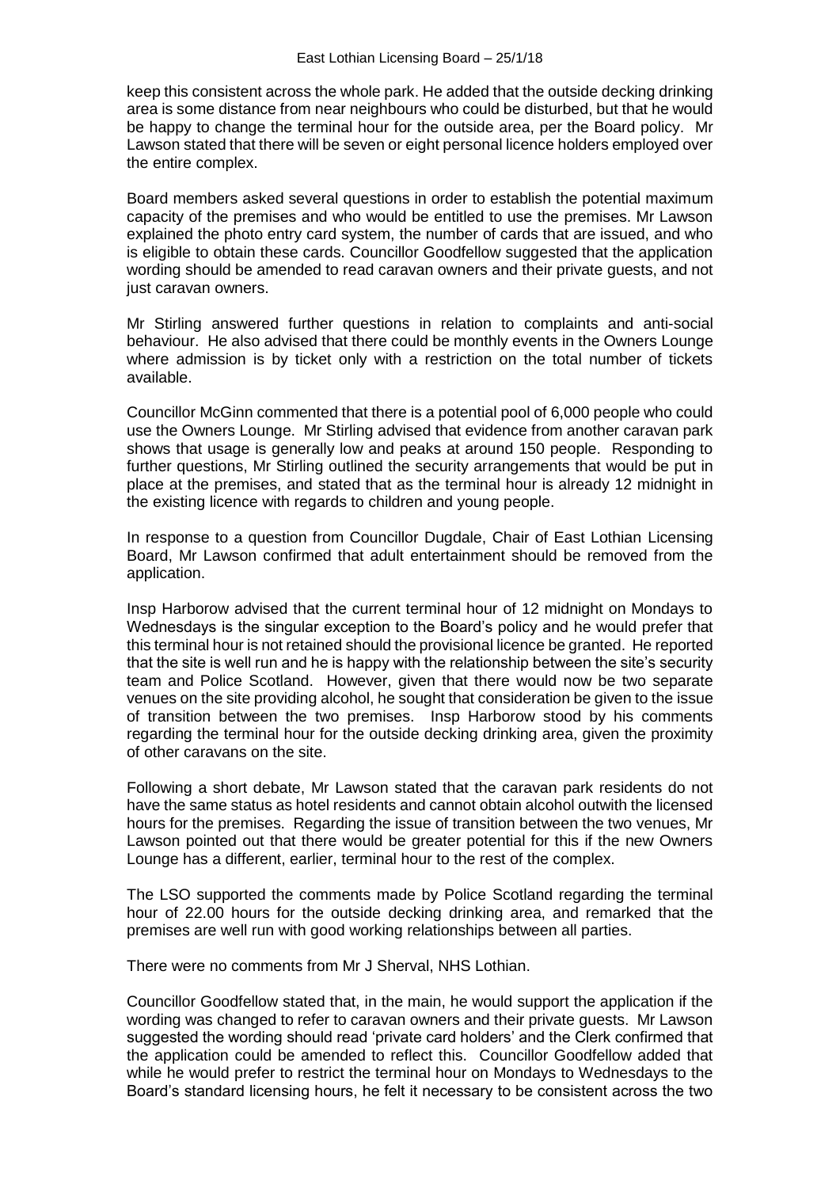keep this consistent across the whole park. He added that the outside decking drinking area is some distance from near neighbours who could be disturbed, but that he would be happy to change the terminal hour for the outside area, per the Board policy. Mr Lawson stated that there will be seven or eight personal licence holders employed over the entire complex.

Board members asked several questions in order to establish the potential maximum capacity of the premises and who would be entitled to use the premises. Mr Lawson explained the photo entry card system, the number of cards that are issued, and who is eligible to obtain these cards. Councillor Goodfellow suggested that the application wording should be amended to read caravan owners and their private guests, and not just caravan owners.

Mr Stirling answered further questions in relation to complaints and anti-social behaviour. He also advised that there could be monthly events in the Owners Lounge where admission is by ticket only with a restriction on the total number of tickets available.

Councillor McGinn commented that there is a potential pool of 6,000 people who could use the Owners Lounge. Mr Stirling advised that evidence from another caravan park shows that usage is generally low and peaks at around 150 people. Responding to further questions, Mr Stirling outlined the security arrangements that would be put in place at the premises, and stated that as the terminal hour is already 12 midnight in the existing licence with regards to children and young people.

In response to a question from Councillor Dugdale, Chair of East Lothian Licensing Board, Mr Lawson confirmed that adult entertainment should be removed from the application.

Insp Harborow advised that the current terminal hour of 12 midnight on Mondays to Wednesdays is the singular exception to the Board's policy and he would prefer that this terminal hour is not retained should the provisional licence be granted. He reported that the site is well run and he is happy with the relationship between the site's security team and Police Scotland. However, given that there would now be two separate venues on the site providing alcohol, he sought that consideration be given to the issue of transition between the two premises. Insp Harborow stood by his comments regarding the terminal hour for the outside decking drinking area, given the proximity of other caravans on the site.

Following a short debate, Mr Lawson stated that the caravan park residents do not have the same status as hotel residents and cannot obtain alcohol outwith the licensed hours for the premises. Regarding the issue of transition between the two venues, Mr Lawson pointed out that there would be greater potential for this if the new Owners Lounge has a different, earlier, terminal hour to the rest of the complex.

The LSO supported the comments made by Police Scotland regarding the terminal hour of 22.00 hours for the outside decking drinking area, and remarked that the premises are well run with good working relationships between all parties.

There were no comments from Mr J Sherval, NHS Lothian.

Councillor Goodfellow stated that, in the main, he would support the application if the wording was changed to refer to caravan owners and their private guests. Mr Lawson suggested the wording should read 'private card holders' and the Clerk confirmed that the application could be amended to reflect this. Councillor Goodfellow added that while he would prefer to restrict the terminal hour on Mondays to Wednesdays to the Board's standard licensing hours, he felt it necessary to be consistent across the two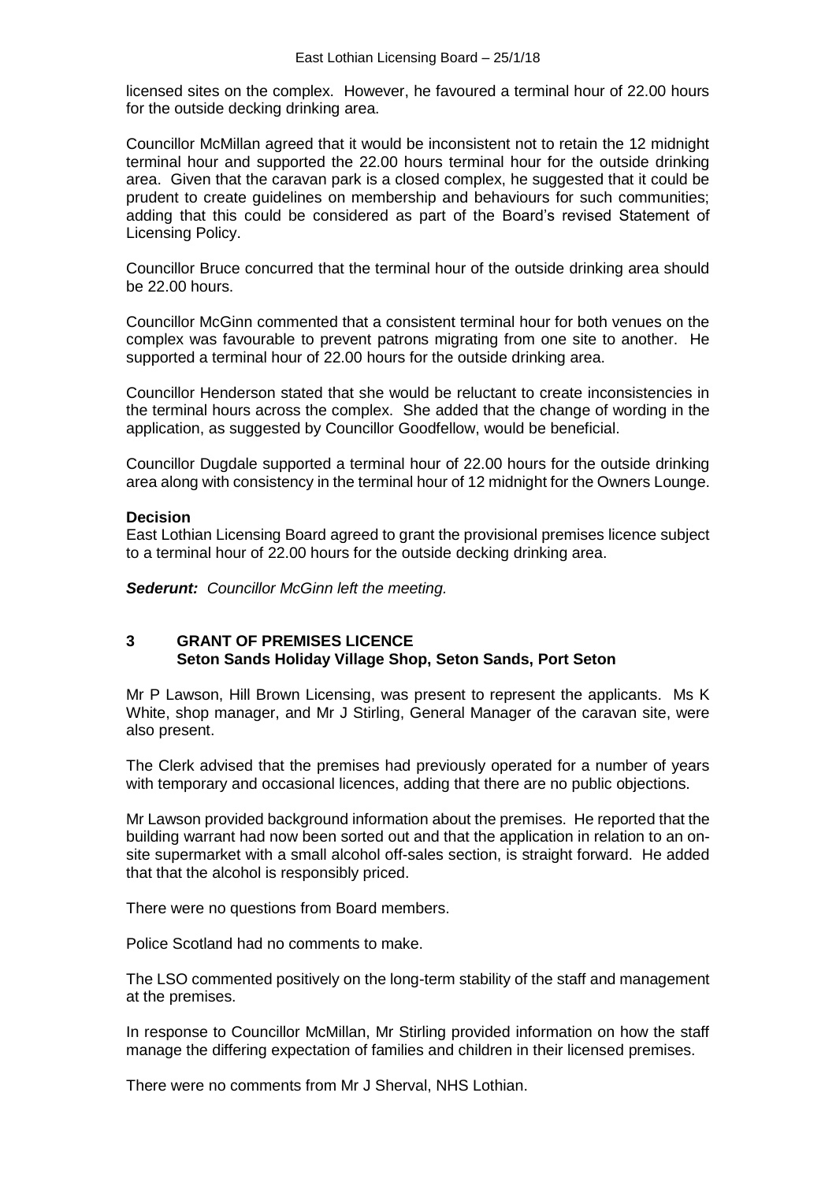licensed sites on the complex. However, he favoured a terminal hour of 22.00 hours for the outside decking drinking area.

Councillor McMillan agreed that it would be inconsistent not to retain the 12 midnight terminal hour and supported the 22.00 hours terminal hour for the outside drinking area. Given that the caravan park is a closed complex, he suggested that it could be prudent to create guidelines on membership and behaviours for such communities; adding that this could be considered as part of the Board's revised Statement of Licensing Policy.

Councillor Bruce concurred that the terminal hour of the outside drinking area should be 22.00 hours.

Councillor McGinn commented that a consistent terminal hour for both venues on the complex was favourable to prevent patrons migrating from one site to another. He supported a terminal hour of 22.00 hours for the outside drinking area.

Councillor Henderson stated that she would be reluctant to create inconsistencies in the terminal hours across the complex. She added that the change of wording in the application, as suggested by Councillor Goodfellow, would be beneficial.

Councillor Dugdale supported a terminal hour of 22.00 hours for the outside drinking area along with consistency in the terminal hour of 12 midnight for the Owners Lounge.

**Decision**

East Lothian Licensing Board agreed to grant the provisional premises licence subject to a terminal hour of 22.00 hours for the outside decking drinking area.

***Sederunt:*** *Councillor McGinn left the meeting.*

## 3 GRANT OF PREMISES LICENCE
## Seton Sands Holiday Village Shop, Seton Sands, Port Seton

Mr P Lawson, Hill Brown Licensing, was present to represent the applicants. Ms K White, shop manager, and Mr J Stirling, General Manager of the caravan site, were also present.

The Clerk advised that the premises had previously operated for a number of years with temporary and occasional licences, adding that there are no public objections.

Mr Lawson provided background information about the premises. He reported that the building warrant had now been sorted out and that the application in relation to an on-site supermarket with a small alcohol off-sales section, is straight forward. He added that that the alcohol is responsibly priced.

There were no questions from Board members.

Police Scotland had no comments to make.

The LSO commented positively on the long-term stability of the staff and management at the premises.

In response to Councillor McMillan, Mr Stirling provided information on how the staff manage the differing expectation of families and children in their licensed premises.

There were no comments from Mr J Sherval, NHS Lothian.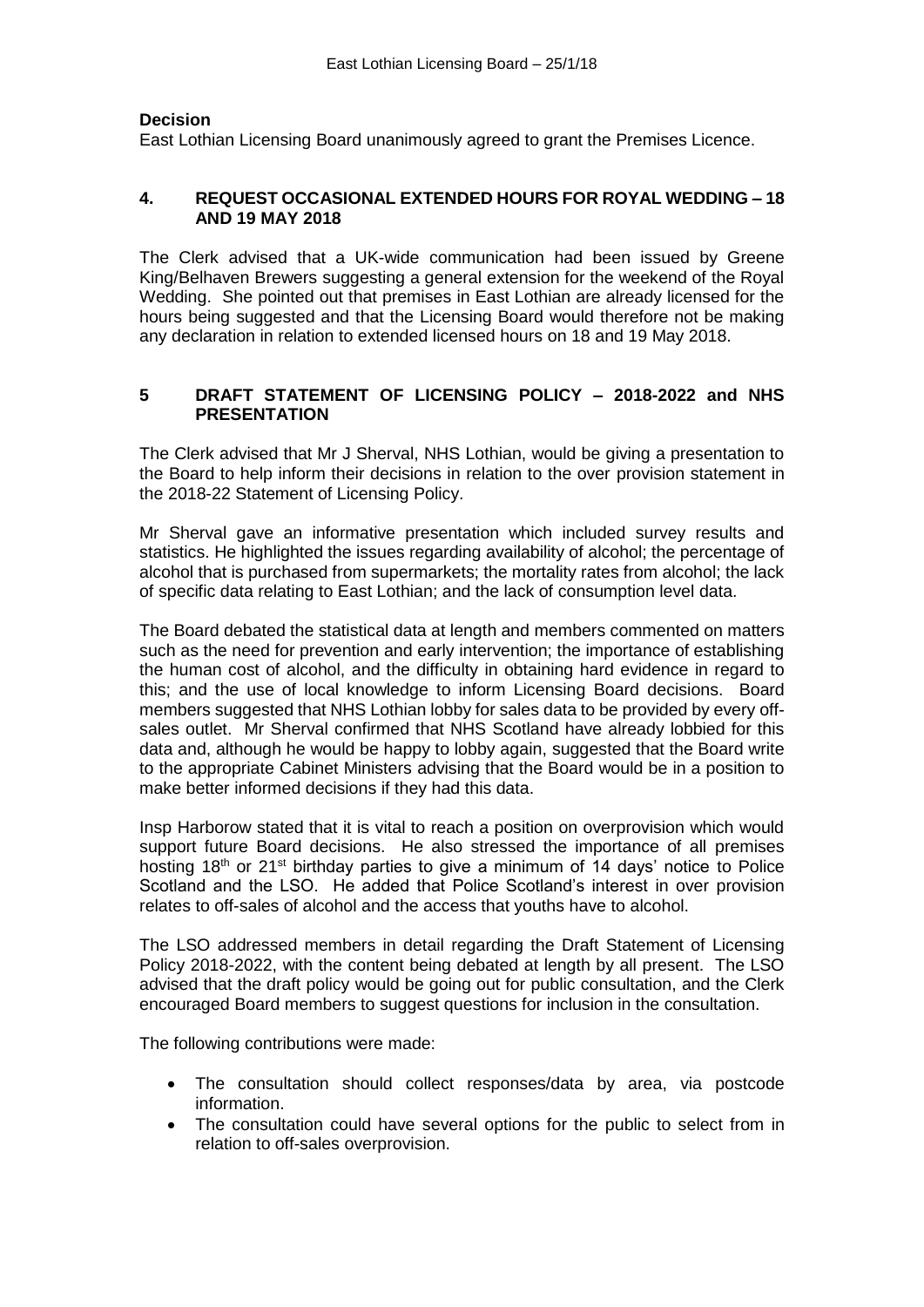**Decision**

East Lothian Licensing Board unanimously agreed to grant the Premises Licence.

## 4. REQUEST OCCASIONAL EXTENDED HOURS FOR ROYAL WEDDING – 18 AND 19 MAY 2018

The Clerk advised that a UK-wide communication had been issued by Greene King/Belhaven Brewers suggesting a general extension for the weekend of the Royal Wedding. She pointed out that premises in East Lothian are already licensed for the hours being suggested and that the Licensing Board would therefore not be making any declaration in relation to extended licensed hours on 18 and 19 May 2018.

## 5 DRAFT STATEMENT OF LICENSING POLICY – 2018-2022 and NHS PRESENTATION

The Clerk advised that Mr J Sherval, NHS Lothian, would be giving a presentation to the Board to help inform their decisions in relation to the over provision statement in the 2018-22 Statement of Licensing Policy.

Mr Sherval gave an informative presentation which included survey results and statistics. He highlighted the issues regarding availability of alcohol; the percentage of alcohol that is purchased from supermarkets; the mortality rates from alcohol; the lack of specific data relating to East Lothian; and the lack of consumption level data.

The Board debated the statistical data at length and members commented on matters such as the need for prevention and early intervention; the importance of establishing the human cost of alcohol, and the difficulty in obtaining hard evidence in regard to this; and the use of local knowledge to inform Licensing Board decisions. Board members suggested that NHS Lothian lobby for sales data to be provided by every off-sales outlet. Mr Sherval confirmed that NHS Scotland have already lobbied for this data and, although he would be happy to lobby again, suggested that the Board write to the appropriate Cabinet Ministers advising that the Board would be in a position to make better informed decisions if they had this data.

Insp Harborow stated that it is vital to reach a position on overprovision which would support future Board decisions. He also stressed the importance of all premises hosting 18th or 21st birthday parties to give a minimum of 14 days' notice to Police Scotland and the LSO. He added that Police Scotland's interest in over provision relates to off-sales of alcohol and the access that youths have to alcohol.

The LSO addressed members in detail regarding the Draft Statement of Licensing Policy 2018-2022, with the content being debated at length by all present. The LSO advised that the draft policy would be going out for public consultation, and the Clerk encouraged Board members to suggest questions for inclusion in the consultation.

The following contributions were made:

- The consultation should collect responses/data by area, via postcode information.
- The consultation could have several options for the public to select from in relation to off-sales overprovision.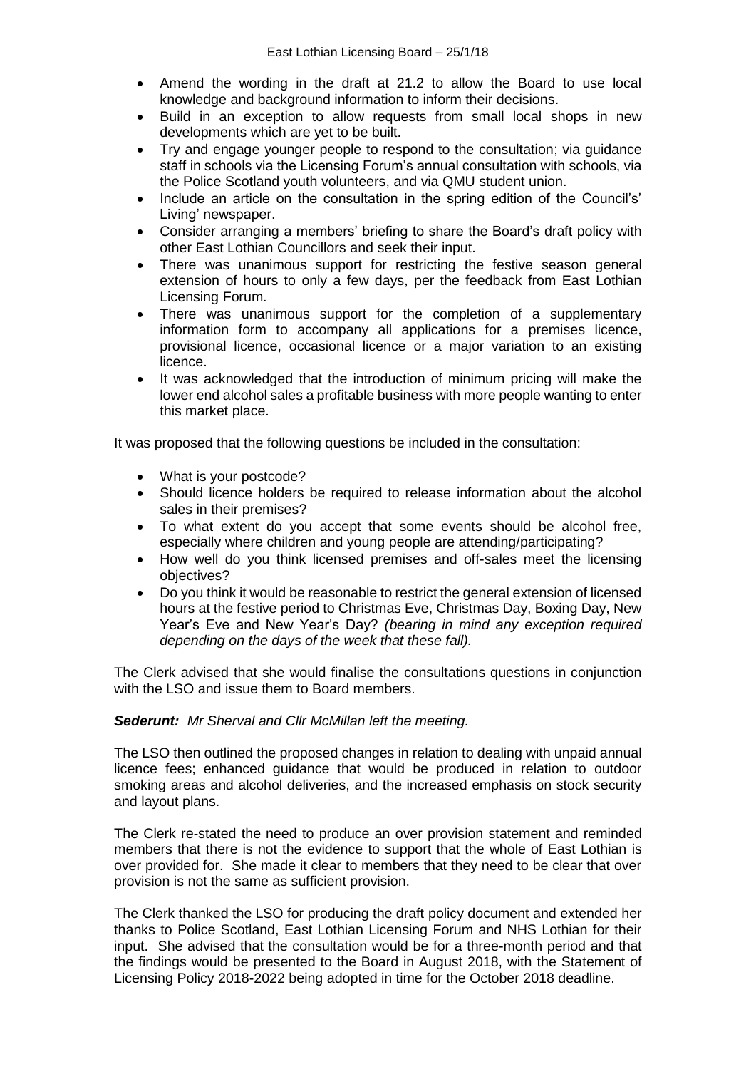- Amend the wording in the draft at 21.2 to allow the Board to use local knowledge and background information to inform their decisions.
- Build in an exception to allow requests from small local shops in new developments which are yet to be built.
- Try and engage younger people to respond to the consultation; via guidance staff in schools via the Licensing Forum's annual consultation with schools, via the Police Scotland youth volunteers, and via QMU student union.
- Include an article on the consultation in the spring edition of the Council's' Living' newspaper.
- Consider arranging a members' briefing to share the Board's draft policy with other East Lothian Councillors and seek their input.
- There was unanimous support for restricting the festive season general extension of hours to only a few days, per the feedback from East Lothian Licensing Forum.
- There was unanimous support for the completion of a supplementary information form to accompany all applications for a premises licence, provisional licence, occasional licence or a major variation to an existing licence.
- It was acknowledged that the introduction of minimum pricing will make the lower end alcohol sales a profitable business with more people wanting to enter this market place.

It was proposed that the following questions be included in the consultation:

- What is your postcode?
- Should licence holders be required to release information about the alcohol sales in their premises?
- To what extent do you accept that some events should be alcohol free, especially where children and young people are attending/participating?
- How well do you think licensed premises and off-sales meet the licensing objectives?
- Do you think it would be reasonable to restrict the general extension of licensed hours at the festive period to Christmas Eve, Christmas Day, Boxing Day, New Year's Eve and New Year's Day? *(bearing in mind any exception required depending on the days of the week that these fall).*

The Clerk advised that she would finalise the consultations questions in conjunction with the LSO and issue them to Board members.

***Sederunt:*** *Mr Sherval and Cllr McMillan left the meeting.*

The LSO then outlined the proposed changes in relation to dealing with unpaid annual licence fees; enhanced guidance that would be produced in relation to outdoor smoking areas and alcohol deliveries, and the increased emphasis on stock security and layout plans.

The Clerk re-stated the need to produce an over provision statement and reminded members that there is not the evidence to support that the whole of East Lothian is over provided for. She made it clear to members that they need to be clear that over provision is not the same as sufficient provision.

The Clerk thanked the LSO for producing the draft policy document and extended her thanks to Police Scotland, East Lothian Licensing Forum and NHS Lothian for their input. She advised that the consultation would be for a three-month period and that the findings would be presented to the Board in August 2018, with the Statement of Licensing Policy 2018-2022 being adopted in time for the October 2018 deadline.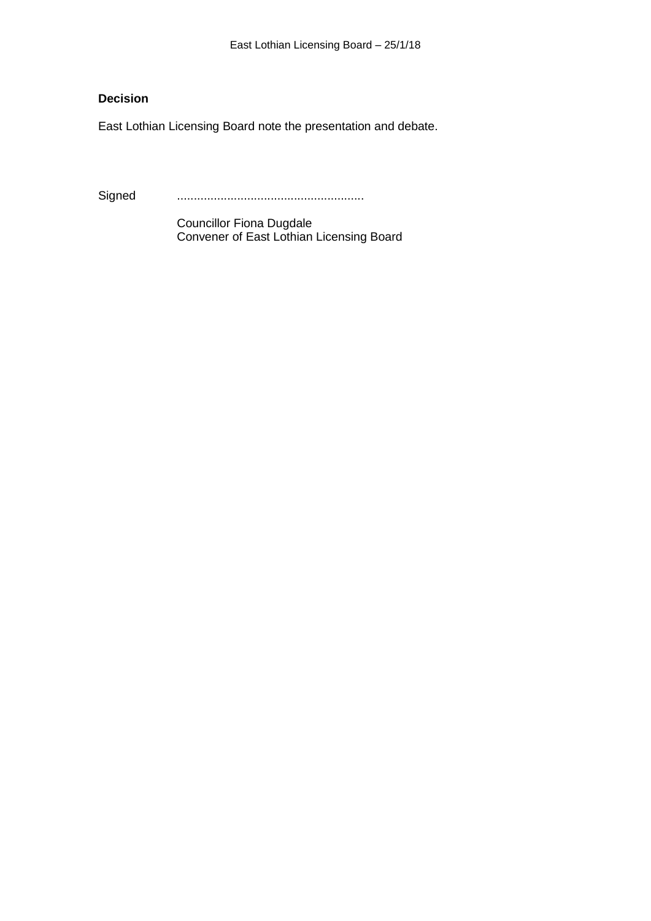**Decision**

East Lothian Licensing Board note the presentation and debate.

Signed ......................................................

Councillor Fiona Dugdale
Convener of East Lothian Licensing Board